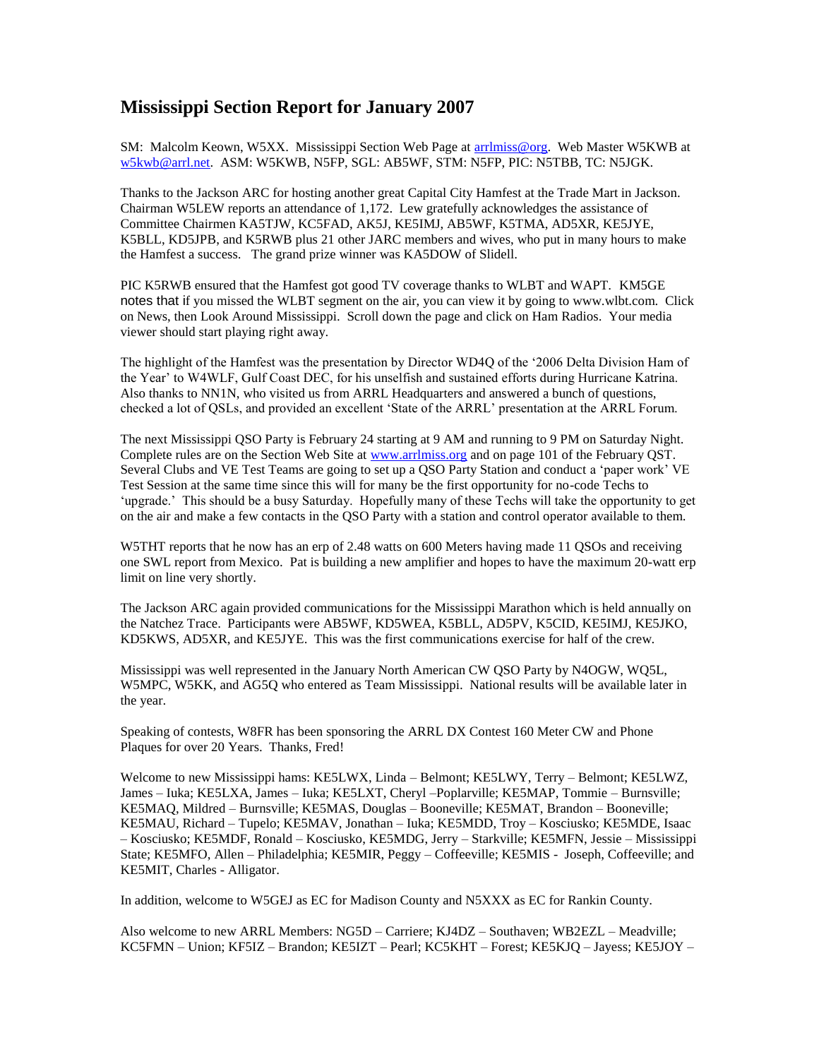# Mississippi Section Report for January 2007

SM: Malcolm Keown, W5XX. Mississippi Section Web Page at arrlmiss@org. Web Master W5KWB at w5kwb@arrl.net. ASM: W5KWB, N5FP, SGL: AB5WF, STM: N5FP, PIC: N5TBB, TC: N5JGK.

Thanks to the Jackson ARC for hosting another great Capital City Hamfest at the Trade Mart in Jackson. Chairman W5LEW reports an attendance of 1,172. Lew gratefully acknowledges the assistance of Committee Chairmen KA5TJW, KC5FAD, AK5J, KE5IMJ, AB5WF, K5TMA, AD5XR, KE5JYE, K5BLL, KD5JPB, and K5RWB plus 21 other JARC members and wives, who put in many hours to make the Hamfest a success. The grand prize winner was KA5DOW of Slidell.

PIC K5RWB ensured that the Hamfest got good TV coverage thanks to WLBT and WAPT. KM5GE notes that if you missed the WLBT segment on the air, you can view it by going to www.wlbt.com. Click on News, then Look Around Mississippi. Scroll down the page and click on Ham Radios. Your media viewer should start playing right away.

The highlight of the Hamfest was the presentation by Director WD4Q of the '2006 Delta Division Ham of the Year' to W4WLF, Gulf Coast DEC, for his unselfish and sustained efforts during Hurricane Katrina. Also thanks to NN1N, who visited us from ARRL Headquarters and answered a bunch of questions, checked a lot of QSLs, and provided an excellent 'State of the ARRL' presentation at the ARRL Forum.

The next Mississippi QSO Party is February 24 starting at 9 AM and running to 9 PM on Saturday Night. Complete rules are on the Section Web Site at www.arrlmiss.org and on page 101 of the February QST. Several Clubs and VE Test Teams are going to set up a QSO Party Station and conduct a 'paper work' VE Test Session at the same time since this will for many be the first opportunity for no-code Techs to 'upgrade.' This should be a busy Saturday. Hopefully many of these Techs will take the opportunity to get on the air and make a few contacts in the QSO Party with a station and control operator available to them.

W5THT reports that he now has an erp of 2.48 watts on 600 Meters having made 11 QSOs and receiving one SWL report from Mexico. Pat is building a new amplifier and hopes to have the maximum 20-watt erp limit on line very shortly.

The Jackson ARC again provided communications for the Mississippi Marathon which is held annually on the Natchez Trace. Participants were AB5WF, KD5WEA, K5BLL, AD5PV, K5CID, KE5IMJ, KE5JKO, KD5KWS, AD5XR, and KE5JYE. This was the first communications exercise for half of the crew.

Mississippi was well represented in the January North American CW QSO Party by N4OGW, WQ5L, W5MPC, W5KK, and AG5Q who entered as Team Mississippi. National results will be available later in the year.

Speaking of contests, W8FR has been sponsoring the ARRL DX Contest 160 Meter CW and Phone Plaques for over 20 Years. Thanks, Fred!

Welcome to new Mississippi hams: KE5LWX, Linda – Belmont; KE5LWY, Terry – Belmont; KE5LWZ, James – Iuka; KE5LXA, James – Iuka; KE5LXT, Cheryl –Poplarville; KE5MAP, Tommie – Burnsville; KE5MAQ, Mildred – Burnsville; KE5MAS, Douglas – Booneville; KE5MAT, Brandon – Booneville; KE5MAU, Richard – Tupelo; KE5MAV, Jonathan – Iuka; KE5MDD, Troy – Kosciusko; KE5MDE, Isaac – Kosciusko; KE5MDF, Ronald – Kosciusko, KE5MDG, Jerry – Starkville; KE5MFN, Jessie – Mississippi State; KE5MFO, Allen – Philadelphia; KE5MIR, Peggy – Coffeeville; KE5MIS - Joseph, Coffeeville; and KE5MIT, Charles - Alligator.

In addition, welcome to W5GEJ as EC for Madison County and N5XXX as EC for Rankin County.

Also welcome to new ARRL Members: NG5D – Carriere; KJ4DZ – Southaven; WB2EZL – Meadville; KC5FMN – Union; KF5IZ – Brandon; KE5IZT – Pearl; KC5KHT – Forest; KE5KJQ – Jayess; KE5JOY –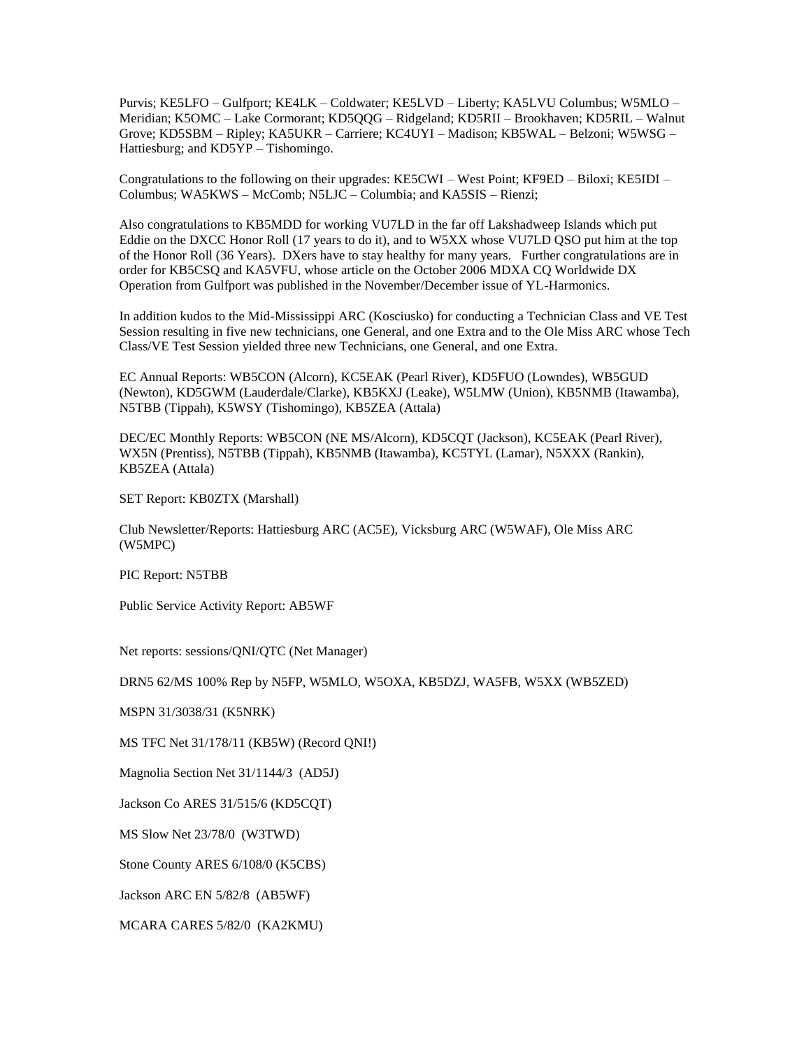Purvis; KE5LFO – Gulfport; KE4LK – Coldwater; KE5LVD – Liberty; KA5LVU Columbus; W5MLO – Meridian; K5OMC – Lake Cormorant; KD5QQG – Ridgeland; KD5RII – Brookhaven; KD5RIL – Walnut Grove; KD5SBM – Ripley; KA5UKR – Carriere; KC4UYI – Madison; KB5WAL – Belzoni; W5WSG – Hattiesburg; and KD5YP – Tishomingo.

Congratulations to the following on their upgrades: KE5CWI – West Point; KF9ED – Biloxi; KE5IDI – Columbus; WA5KWS – McComb; N5LJC – Columbia; and KA5SIS – Rienzi;

Also congratulations to KB5MDD for working VU7LD in the far off Lakshadweep Islands which put Eddie on the DXCC Honor Roll (17 years to do it), and to W5XX whose VU7LD QSO put him at the top of the Honor Roll (36 Years). DXers have to stay healthy for many years. Further congratulations are in order for KB5CSQ and KA5VFU, whose article on the October 2006 MDXA CQ Worldwide DX Operation from Gulfport was published in the November/December issue of YL-Harmonics.

In addition kudos to the Mid-Mississippi ARC (Kosciusko) for conducting a Technician Class and VE Test Session resulting in five new technicians, one General, and one Extra and to the Ole Miss ARC whose Tech Class/VE Test Session yielded three new Technicians, one General, and one Extra.

EC Annual Reports: WB5CON (Alcorn), KC5EAK (Pearl River), KD5FUO (Lowndes), WB5GUD (Newton), KD5GWM (Lauderdale/Clarke), KB5KXJ (Leake), W5LMW (Union), KB5NMB (Itawamba), N5TBB (Tippah), K5WSY (Tishomingo), KB5ZEA (Attala)

DEC/EC Monthly Reports: WB5CON (NE MS/Alcorn), KD5CQT (Jackson), KC5EAK (Pearl River), WX5N (Prentiss), N5TBB (Tippah), KB5NMB (Itawamba), KC5TYL (Lamar), N5XXX (Rankin), KB5ZEA (Attala)

SET Report: KB0ZTX (Marshall)

Club Newsletter/Reports: Hattiesburg ARC (AC5E), Vicksburg ARC (W5WAF), Ole Miss ARC (W5MPC)

PIC Report: N5TBB

Public Service Activity Report: AB5WF

Net reports: sessions/QNI/QTC (Net Manager)

DRN5 62/MS 100% Rep by N5FP, W5MLO, W5OXA, KB5DZJ, WA5FB, W5XX (WB5ZED)

MSPN 31/3038/31 (K5NRK)

MS TFC Net 31/178/11 (KB5W) (Record QNI!)

Magnolia Section Net 31/1144/3 (AD5J)

Jackson Co ARES 31/515/6 (KD5CQT)

MS Slow Net 23/78/0 (W3TWD)

Stone County ARES 6/108/0 (K5CBS)

Jackson ARC EN 5/82/8 (AB5WF)

MCARA CARES 5/82/0 (KA2KMU)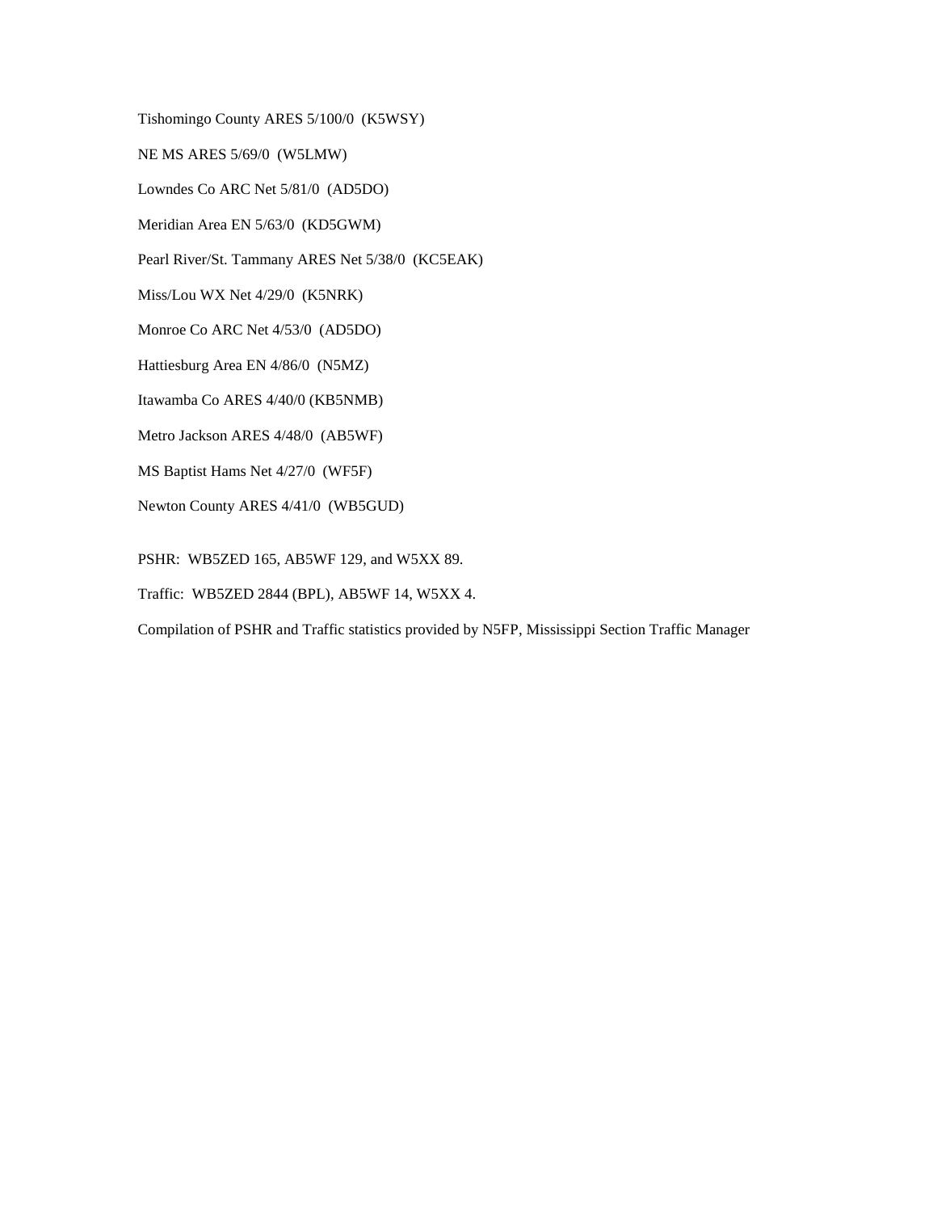Tishomingo County ARES 5/100/0 (K5WSY)

NE MS ARES 5/69/0 (W5LMW)

Lowndes Co ARC Net 5/81/0 (AD5DO)

Meridian Area EN 5/63/0 (KD5GWM)

Pearl River/St. Tammany ARES Net 5/38/0 (KC5EAK)

Miss/Lou WX Net 4/29/0 (K5NRK)

Monroe Co ARC Net 4/53/0 (AD5DO)

Hattiesburg Area EN 4/86/0 (N5MZ)

Itawamba Co ARES 4/40/0 (KB5NMB)

Metro Jackson ARES 4/48/0 (AB5WF)

MS Baptist Hams Net 4/27/0 (WF5F)

Newton County ARES 4/41/0 (WB5GUD)

PSHR: WB5ZED 165, AB5WF 129, and W5XX 89.

Traffic: WB5ZED 2844 (BPL), AB5WF 14, W5XX 4.

Compilation of PSHR and Traffic statistics provided by N5FP, Mississippi Section Traffic Manager